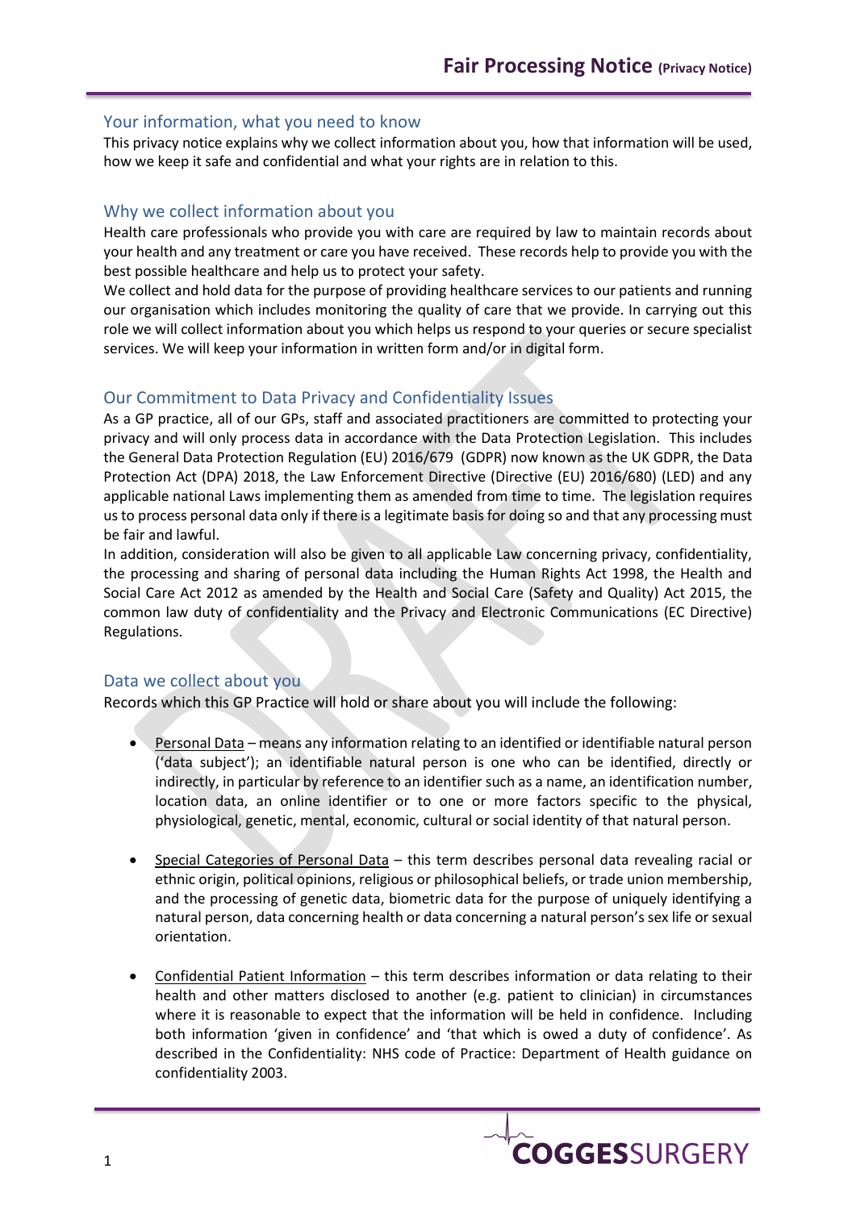# Fair Processing Notice (Privacy Notice)

## Your information, what you need to know

This privacy notice explains why we collect information about you, how that information will be used, how we keep it safe and confidential and what your rights are in relation to this.

## Why we collect information about you

Health care professionals who provide you with care are required by law to maintain records about your health and any treatment or care you have received. These records help to provide you with the best possible healthcare and help us to protect your safety.

We collect and hold data for the purpose of providing healthcare services to our patients and running our organisation which includes monitoring the quality of care that we provide. In carrying out this role we will collect information about you which helps us respond to your queries or secure specialist services. We will keep your information in written form and/or in digital form.

## Our Commitment to Data Privacy and Confidentiality Issues

As a GP practice, all of our GPs, staff and associated practitioners are committed to protecting your privacy and will only process data in accordance with the Data Protection Legislation. This includes the General Data Protection Regulation (EU) 2016/679 (GDPR) now known as the UK GDPR, the Data Protection Act (DPA) 2018, the Law Enforcement Directive (Directive (EU) 2016/680) (LED) and any applicable national Laws implementing them as amended from time to time. The legislation requires us to process personal data only if there is a legitimate basis for doing so and that any processing must be fair and lawful.

In addition, consideration will also be given to all applicable Law concerning privacy, confidentiality, the processing and sharing of personal data including the Human Rights Act 1998, the Health and Social Care Act 2012 as amended by the Health and Social Care (Safety and Quality) Act 2015, the common law duty of confidentiality and the Privacy and Electronic Communications (EC Directive) Regulations.

## Data we collect about you

Records which this GP Practice will hold or share about you will include the following:

- Personal Data – means any information relating to an identified or identifiable natural person ('data subject'); an identifiable natural person is one who can be identified, directly or indirectly, in particular by reference to an identifier such as a name, an identification number, location data, an online identifier or to one or more factors specific to the physical, physiological, genetic, mental, economic, cultural or social identity of that natural person.

- Special Categories of Personal Data – this term describes personal data revealing racial or ethnic origin, political opinions, religious or philosophical beliefs, or trade union membership, and the processing of genetic data, biometric data for the purpose of uniquely identifying a natural person, data concerning health or data concerning a natural person's sex life or sexual orientation.

- Confidential Patient Information – this term describes information or data relating to their health and other matters disclosed to another (e.g. patient to clinician) in circumstances where it is reasonable to expect that the information will be held in confidence. Including both information 'given in confidence' and 'that which is owed a duty of confidence'. As described in the Confidentiality: NHS code of Practice: Department of Health guidance on confidentiality 2003.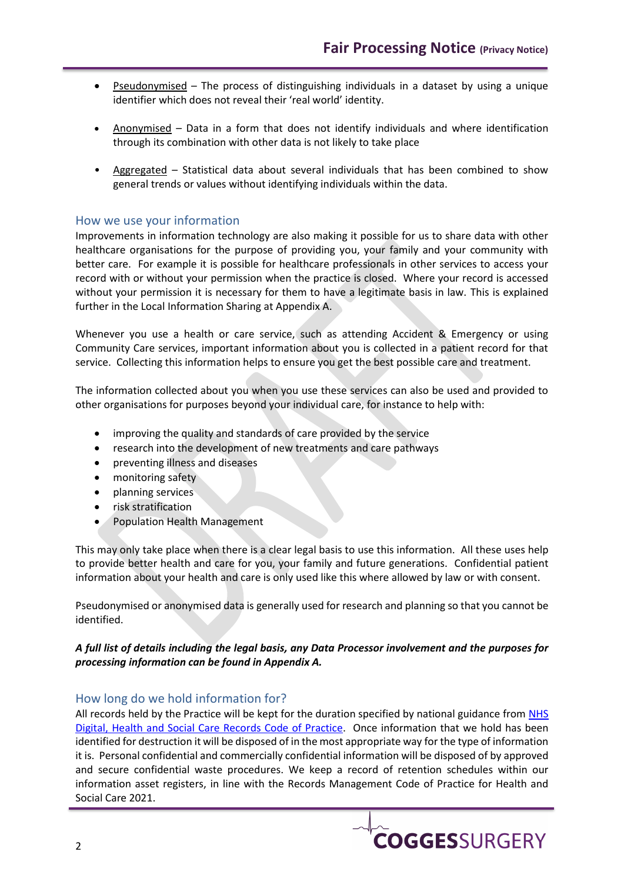- Pseudonymised – The process of distinguishing individuals in a dataset by using a unique identifier which does not reveal their 'real world' identity.

- Anonymised – Data in a form that does not identify individuals and where identification through its combination with other data is not likely to take place

- Aggregated – Statistical data about several individuals that has been combined to show general trends or values without identifying individuals within the data.

## How we use your information

Improvements in information technology are also making it possible for us to share data with other healthcare organisations for the purpose of providing you, your family and your community with better care. For example it is possible for healthcare professionals in other services to access your record with or without your permission when the practice is closed. Where your record is accessed without your permission it is necessary for them to have a legitimate basis in law. This is explained further in the Local Information Sharing at Appendix A.

Whenever you use a health or care service, such as attending Accident & Emergency or using Community Care services, important information about you is collected in a patient record for that service. Collecting this information helps to ensure you get the best possible care and treatment.

The information collected about you when you use these services can also be used and provided to other organisations for purposes beyond your individual care, for instance to help with:

- improving the quality and standards of care provided by the service
- research into the development of new treatments and care pathways
- preventing illness and diseases
- monitoring safety
- planning services
- risk stratification
- Population Health Management

This may only take place when there is a clear legal basis to use this information. All these uses help to provide better health and care for you, your family and future generations. Confidential patient information about your health and care is only used like this where allowed by law or with consent.

Pseudonymised or anonymised data is generally used for research and planning so that you cannot be identified.

***A full list of details including the legal basis, any Data Processor involvement and the purposes for processing information can be found in Appendix A.***

## How long do we hold information for?

All records held by the Practice will be kept for the duration specified by national guidance from [NHS Digital, Health and Social Care Records Code of Practice](). Once information that we hold has been identified for destruction it will be disposed of in the most appropriate way for the type of information it is. Personal confidential and commercially confidential information will be disposed of by approved and secure confidential waste procedures. We keep a record of retention schedules within our information asset registers, in line with the Records Management Code of Practice for Health and Social Care 2021.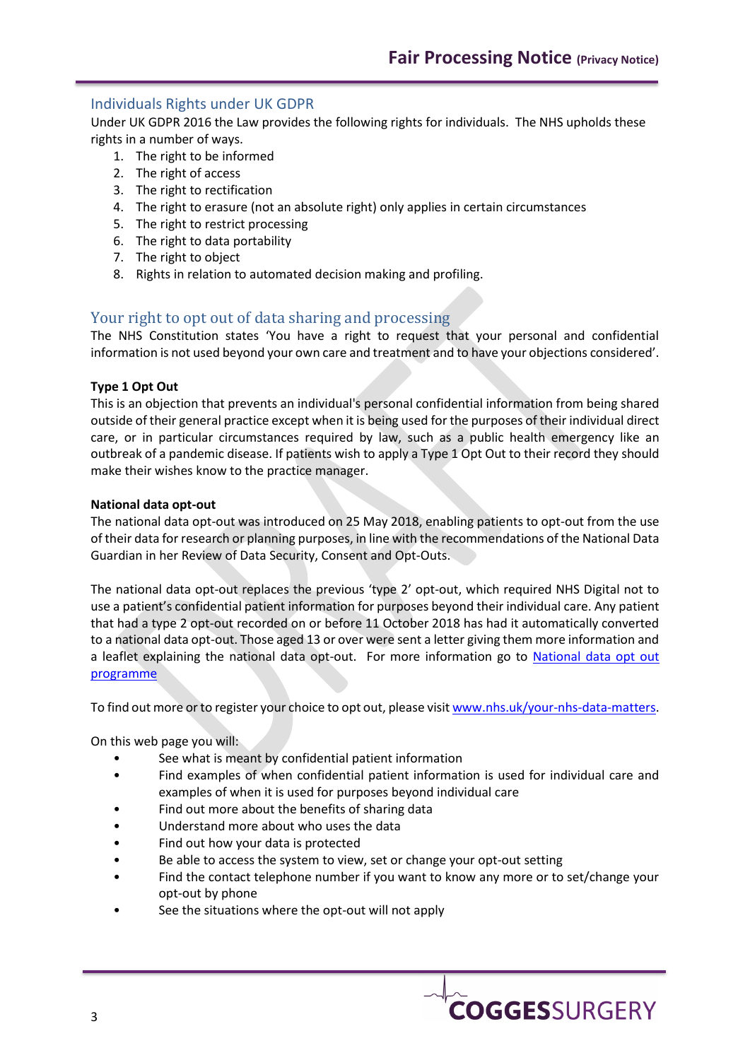## Individuals Rights under UK GDPR

Under UK GDPR 2016 the Law provides the following rights for individuals. The NHS upholds these rights in a number of ways.

1. The right to be informed
2. The right of access
3. The right to rectification
4. The right to erasure (not an absolute right) only applies in certain circumstances
5. The right to restrict processing
6. The right to data portability
7. The right to object
8. Rights in relation to automated decision making and profiling.

## Your right to opt out of data sharing and processing

The NHS Constitution states 'You have a right to request that your personal and confidential information is not used beyond your own care and treatment and to have your objections considered'.

**Type 1 Opt Out**

This is an objection that prevents an individual's personal confidential information from being shared outside of their general practice except when it is being used for the purposes of their individual direct care, or in particular circumstances required by law, such as a public health emergency like an outbreak of a pandemic disease. If patients wish to apply a Type 1 Opt Out to their record they should make their wishes know to the practice manager.

**National data opt-out**

The national data opt-out was introduced on 25 May 2018, enabling patients to opt-out from the use of their data for research or planning purposes, in line with the recommendations of the National Data Guardian in her Review of Data Security, Consent and Opt-Outs.

The national data opt-out replaces the previous 'type 2' opt-out, which required NHS Digital not to use a patient's confidential patient information for purposes beyond their individual care. Any patient that had a type 2 opt-out recorded on or before 11 October 2018 has had it automatically converted to a national data opt-out. Those aged 13 or over were sent a letter giving them more information and a leaflet explaining the national data opt-out. For more information go to National data opt out programme

To find out more or to register your choice to opt out, please visit www.nhs.uk/your-nhs-data-matters.

On this web page you will:

- See what is meant by confidential patient information
- Find examples of when confidential patient information is used for individual care and examples of when it is used for purposes beyond individual care
- Find out more about the benefits of sharing data
- Understand more about who uses the data
- Find out how your data is protected
- Be able to access the system to view, set or change your opt-out setting
- Find the contact telephone number if you want to know any more or to set/change your opt-out by phone
- See the situations where the opt-out will not apply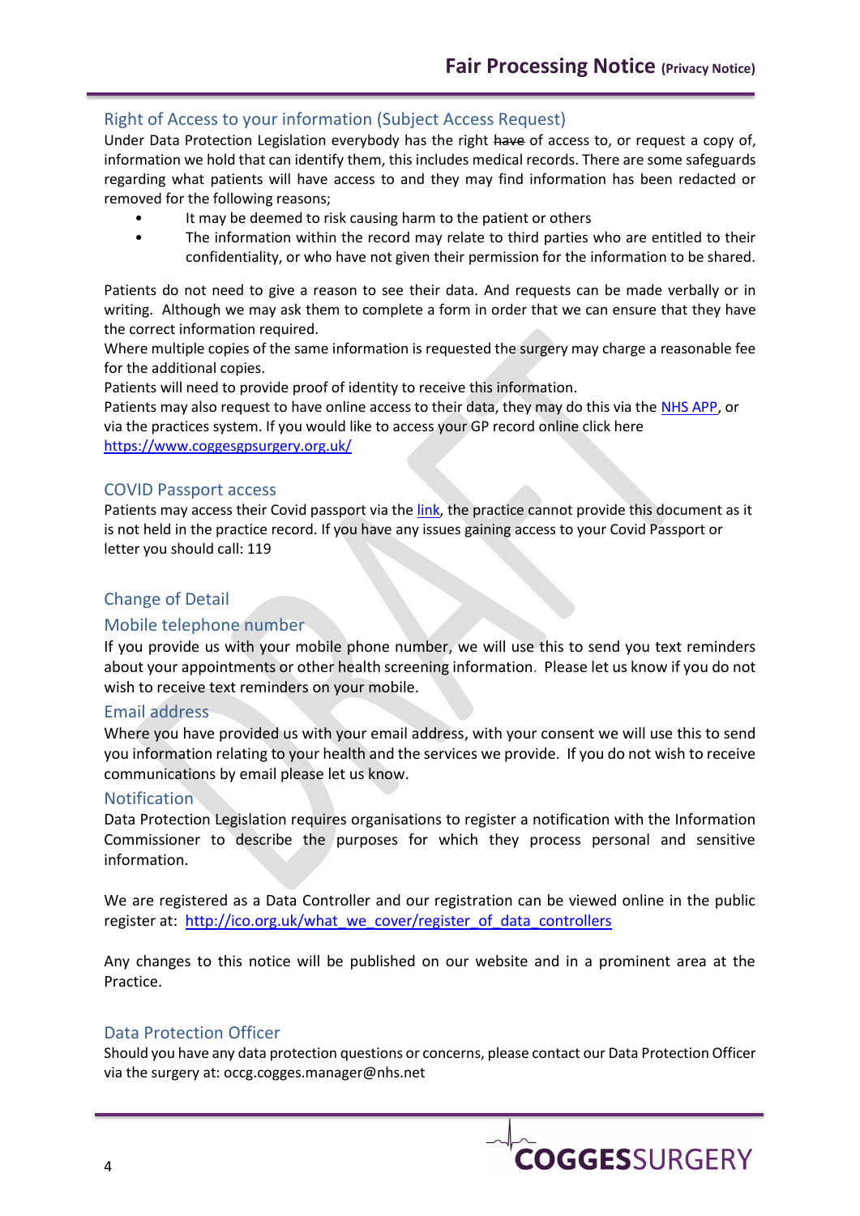## Right of Access to your information (Subject Access Request)

Under Data Protection Legislation everybody has the right ~~have~~ of access to, or request a copy of, information we hold that can identify them, this includes medical records. There are some safeguards regarding what patients will have access to and they may find information has been redacted or removed for the following reasons;

- It may be deemed to risk causing harm to the patient or others
- The information within the record may relate to third parties who are entitled to their confidentiality, or who have not given their permission for the information to be shared.

Patients do not need to give a reason to see their data. And requests can be made verbally or in writing. Although we may ask them to complete a form in order that we can ensure that they have the correct information required.

Where multiple copies of the same information is requested the surgery may charge a reasonable fee for the additional copies.

Patients will need to provide proof of identity to receive this information.

Patients may also request to have online access to their data, they may do this via the NHS APP, or via the practices system. If you would like to access your GP record online click here https://www.coggesgpsurgery.org.uk/

## COVID Passport access

Patients may access their Covid passport via the link, the practice cannot provide this document as it is not held in the practice record. If you have any issues gaining access to your Covid Passport or letter you should call: 119

## Change of Detail

### Mobile telephone number

If you provide us with your mobile phone number, we will use this to send you text reminders about your appointments or other health screening information. Please let us know if you do not wish to receive text reminders on your mobile.

### Email address

Where you have provided us with your email address, with your consent we will use this to send you information relating to your health and the services we provide. If you do not wish to receive communications by email please let us know.

### Notification

Data Protection Legislation requires organisations to register a notification with the Information Commissioner to describe the purposes for which they process personal and sensitive information.

We are registered as a Data Controller and our registration can be viewed online in the public register at: http://ico.org.uk/what_we_cover/register_of_data_controllers

Any changes to this notice will be published on our website and in a prominent area at the Practice.

## Data Protection Officer

Should you have any data protection questions or concerns, please contact our Data Protection Officer via the surgery at: occg.cogges.manager@nhs.net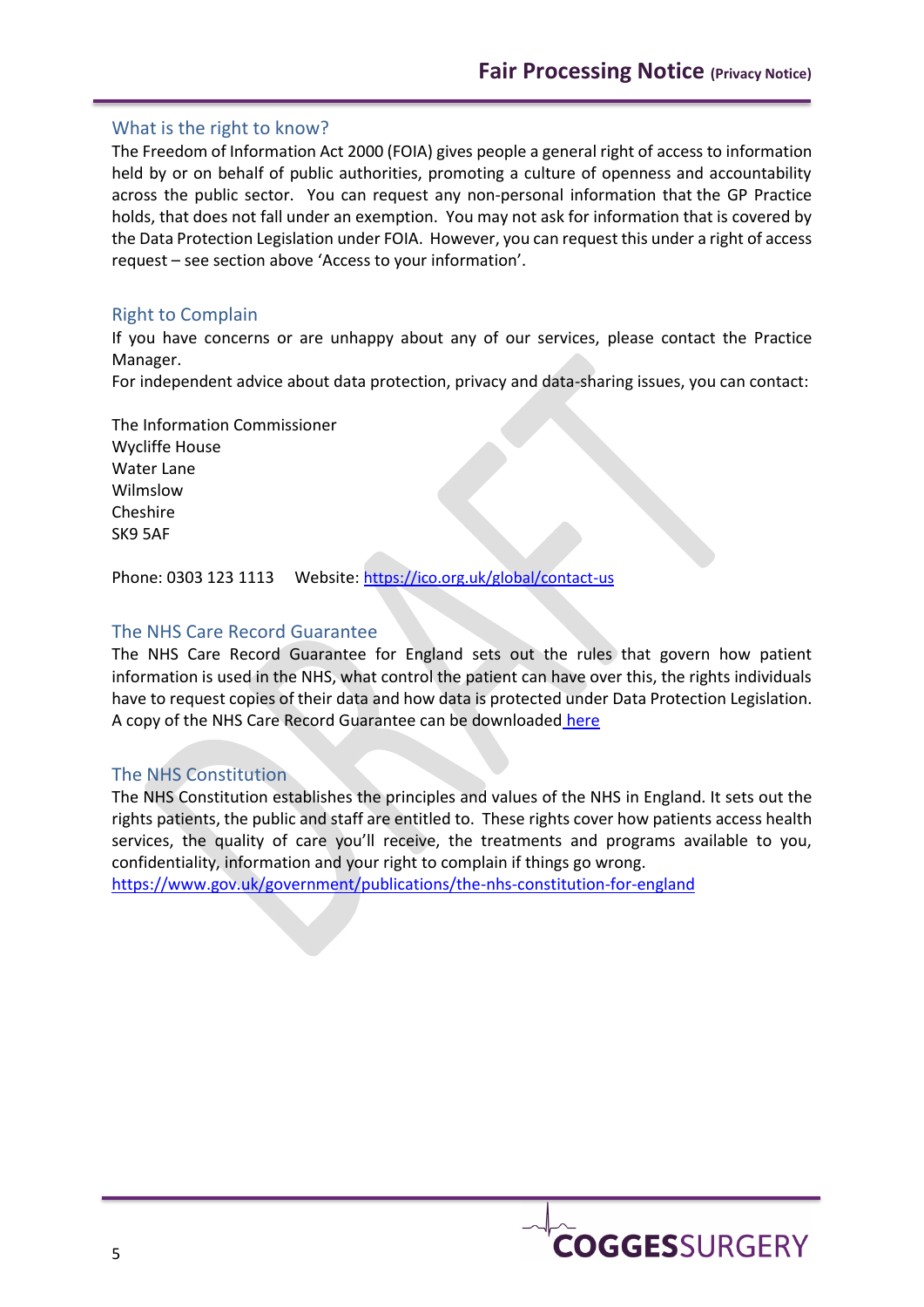## What is the right to know?

The Freedom of Information Act 2000 (FOIA) gives people a general right of access to information held by or on behalf of public authorities, promoting a culture of openness and accountability across the public sector. You can request any non-personal information that the GP Practice holds, that does not fall under an exemption. You may not ask for information that is covered by the Data Protection Legislation under FOIA. However, you can request this under a right of access request – see section above 'Access to your information'.

## Right to Complain

If you have concerns or are unhappy about any of our services, please contact the Practice Manager.

For independent advice about data protection, privacy and data-sharing issues, you can contact:

The Information Commissioner
Wycliffe House
Water Lane
Wilmslow
Cheshire
SK9 5AF

Phone: 0303 123 1113 Website: https://ico.org.uk/global/contact-us

## The NHS Care Record Guarantee

The NHS Care Record Guarantee for England sets out the rules that govern how patient information is used in the NHS, what control the patient can have over this, the rights individuals have to request copies of their data and how data is protected under Data Protection Legislation. A copy of the NHS Care Record Guarantee can be downloaded here

## The NHS Constitution

The NHS Constitution establishes the principles and values of the NHS in England. It sets out the rights patients, the public and staff are entitled to. These rights cover how patients access health services, the quality of care you'll receive, the treatments and programs available to you, confidentiality, information and your right to complain if things go wrong.

https://www.gov.uk/government/publications/the-nhs-constitution-for-england